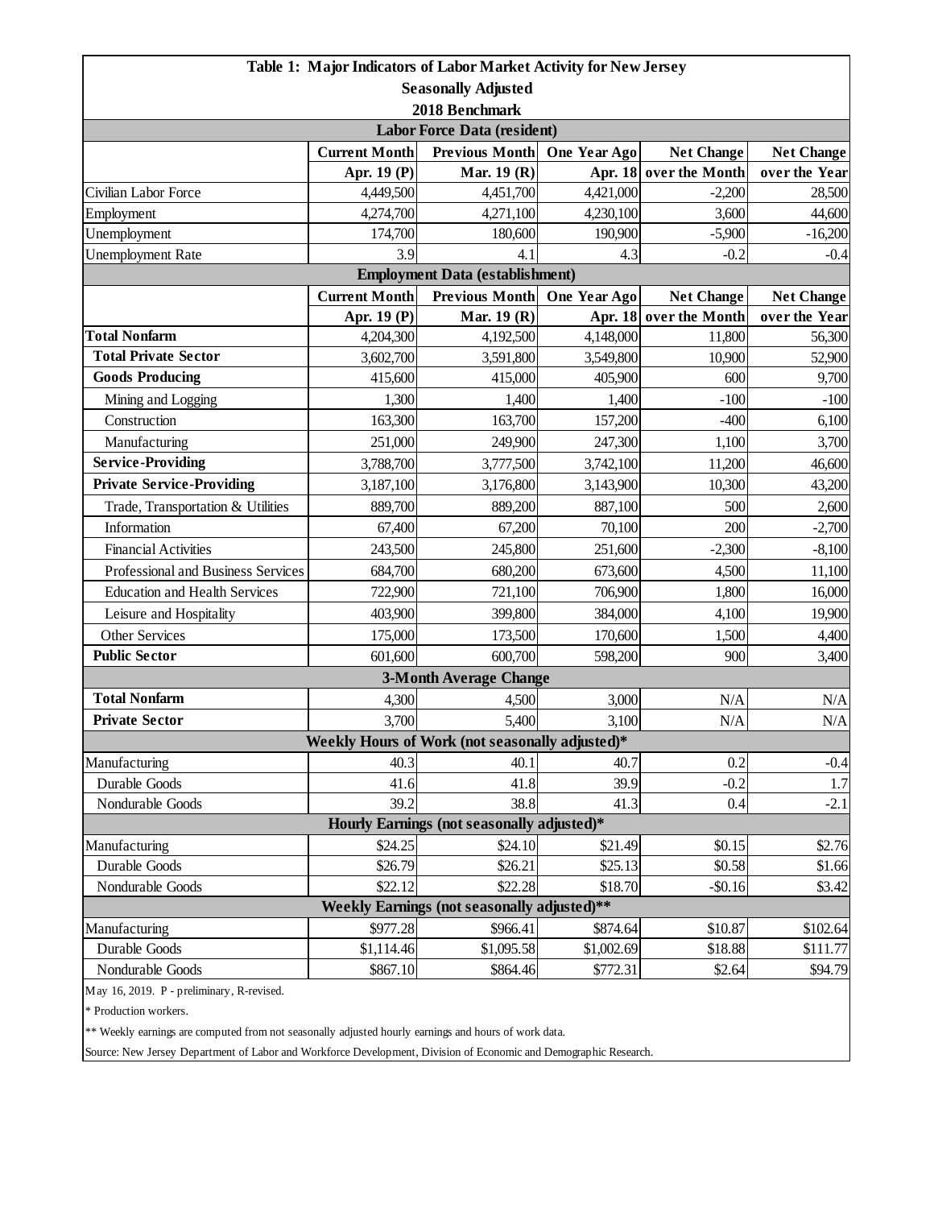# Table 1: Major Indicators of Labor Market Activity for New Jersey

**Seasonally Adjusted**

**2018 Benchmark**

| | Current Month | Previous Month | One Year Ago | Net Change | Net Change |
|---|---|---|---|---|---|
| | Apr. 19 (P) | Mar. 19 (R) | Apr. 18 | over the Month | over the Year |
| **Labor Force Data (resident)** | | | | | |
| Civilian Labor Force | 4,449,500 | 4,451,700 | 4,421,000 | -2,200 | 28,500 |
| Employment | 4,274,700 | 4,271,100 | 4,230,100 | 3,600 | 44,600 |
| Unemployment | 174,700 | 180,600 | 190,900 | -5,900 | -16,200 |
| Unemployment Rate | 3.9 | 4.1 | 4.3 | -0.2 | -0.4 |
| **Employment Data (establishment)** | | | | | |
| | Current Month | Previous Month | One Year Ago | Net Change | Net Change |
| | Apr. 19 (P) | Mar. 19 (R) | Apr. 18 | over the Month | over the Year |
| **Total Nonfarm** | 4,204,300 | 4,192,500 | 4,148,000 | 11,800 | 56,300 |
| **Total Private Sector** | 3,602,700 | 3,591,800 | 3,549,800 | 10,900 | 52,900 |
| **Goods Producing** | 415,600 | 415,000 | 405,900 | 600 | 9,700 |
| Mining and Logging | 1,300 | 1,400 | 1,400 | -100 | -100 |
| Construction | 163,300 | 163,700 | 157,200 | -400 | 6,100 |
| Manufacturing | 251,000 | 249,900 | 247,300 | 1,100 | 3,700 |
| **Service-Providing** | 3,788,700 | 3,777,500 | 3,742,100 | 11,200 | 46,600 |
| **Private Service-Providing** | 3,187,100 | 3,176,800 | 3,143,900 | 10,300 | 43,200 |
| Trade, Transportation & Utilities | 889,700 | 889,200 | 887,100 | 500 | 2,600 |
| Information | 67,400 | 67,200 | 70,100 | 200 | -2,700 |
| Financial Activities | 243,500 | 245,800 | 251,600 | -2,300 | -8,100 |
| Professional and Business Services | 684,700 | 680,200 | 673,600 | 4,500 | 11,100 |
| Education and Health Services | 722,900 | 721,100 | 706,900 | 1,800 | 16,000 |
| Leisure and Hospitality | 403,900 | 399,800 | 384,000 | 4,100 | 19,900 |
| Other Services | 175,000 | 173,500 | 170,600 | 1,500 | 4,400 |
| **Public Sector** | 601,600 | 600,700 | 598,200 | 900 | 3,400 |
| **3-Month Average Change** | | | | | |
| **Total Nonfarm** | 4,300 | 4,500 | 3,000 | N/A | N/A |
| **Private Sector** | 3,700 | 5,400 | 3,100 | N/A | N/A |
| **Weekly Hours of Work (not seasonally adjusted)*** | | | | | |
| Manufacturing | 40.3 | 40.1 | 40.7 | 0.2 | -0.4 |
| Durable Goods | 41.6 | 41.8 | 39.9 | -0.2 | 1.7 |
| Nondurable Goods | 39.2 | 38.8 | 41.3 | 0.4 | -2.1 |
| **Hourly Earnings (not seasonally adjusted)*** | | | | | |
| Manufacturing | $24.25 | $24.10 | $21.49 | $0.15 | $2.76 |
| Durable Goods | $26.79 | $26.21 | $25.13 | $0.58 | $1.66 |
| Nondurable Goods | $22.12 | $22.28 | $18.70 | -$0.16 | $3.42 |
| **Weekly Earnings (not seasonally adjusted)**** | | | | | |
| Manufacturing | $977.28 | $966.41 | $874.64 | $10.87 | $102.64 |
| Durable Goods | $1,114.46 | $1,095.58 | $1,002.69 | $18.88 | $111.77 |
| Nondurable Goods | $867.10 | $864.46 | $772.31 | $2.64 | $94.79 |

May 16, 2019. P - preliminary, R-revised.

* Production workers.

** Weekly earnings are computed from not seasonally adjusted hourly earnings and hours of work data.

Source: New Jersey Department of Labor and Workforce Development, Division of Economic and Demographic Research.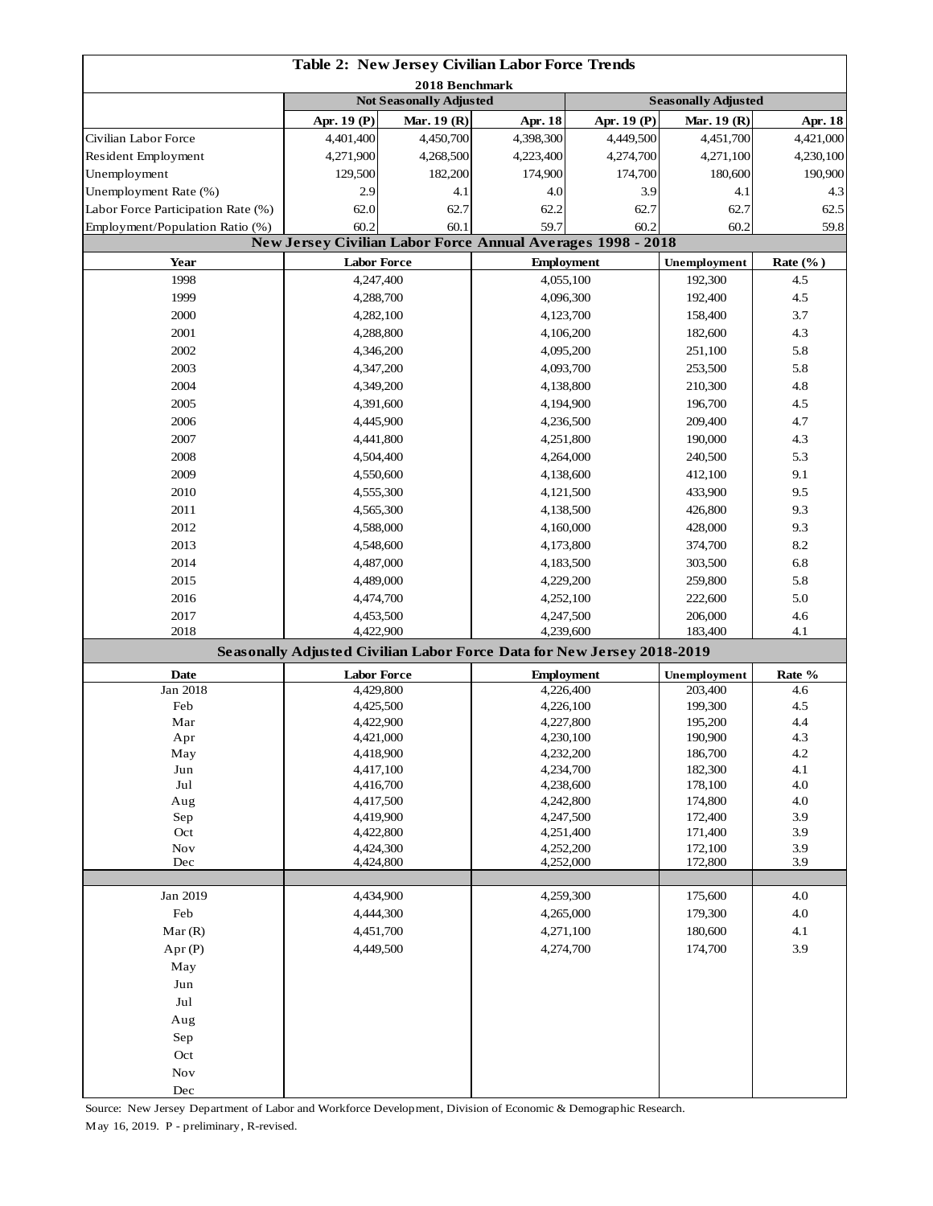## Table 2: New Jersey Civilian Labor Force Trends

**2018 Benchmark**

| | Not Seasonally Adjusted | | | Seasonally Adjusted | | |
|---|---|---|---|---|---|---|
| | Apr. 19 (P) | Mar. 19 (R) | Apr. 18 | Apr. 19 (P) | Mar. 19 (R) | Apr. 18 |
| Civilian Labor Force | 4,401,400 | 4,450,700 | 4,398,300 | 4,449,500 | 4,451,700 | 4,421,000 |
| Resident Employment | 4,271,900 | 4,268,500 | 4,223,400 | 4,274,700 | 4,271,100 | 4,230,100 |
| Unemployment | 129,500 | 182,200 | 174,900 | 174,700 | 180,600 | 190,900 |
| Unemployment Rate (%) | 2.9 | 4.1 | 4.0 | 3.9 | 4.1 | 4.3 |
| Labor Force Participation Rate (%) | 62.0 | 62.7 | 62.2 | 62.7 | 62.7 | 62.5 |
| Employment/Population Ratio (%) | 60.2 | 60.1 | 59.7 | 60.2 | 60.2 | 59.8 |

### New Jersey Civilian Labor Force Annual Averages 1998 - 2018

| Year | Labor Force | Employment | Unemployment | Rate (%) |
|---|---|---|---|---|
| 1998 | 4,247,400 | 4,055,100 | 192,300 | 4.5 |
| 1999 | 4,288,700 | 4,096,300 | 192,400 | 4.5 |
| 2000 | 4,282,100 | 4,123,700 | 158,400 | 3.7 |
| 2001 | 4,288,800 | 4,106,200 | 182,600 | 4.3 |
| 2002 | 4,346,200 | 4,095,200 | 251,100 | 5.8 |
| 2003 | 4,347,200 | 4,093,700 | 253,500 | 5.8 |
| 2004 | 4,349,200 | 4,138,800 | 210,300 | 4.8 |
| 2005 | 4,391,600 | 4,194,900 | 196,700 | 4.5 |
| 2006 | 4,445,900 | 4,236,500 | 209,400 | 4.7 |
| 2007 | 4,441,800 | 4,251,800 | 190,000 | 4.3 |
| 2008 | 4,504,400 | 4,264,000 | 240,500 | 5.3 |
| 2009 | 4,550,600 | 4,138,600 | 412,100 | 9.1 |
| 2010 | 4,555,300 | 4,121,500 | 433,900 | 9.5 |
| 2011 | 4,565,300 | 4,138,500 | 426,800 | 9.3 |
| 2012 | 4,588,000 | 4,160,000 | 428,000 | 9.3 |
| 2013 | 4,548,600 | 4,173,800 | 374,700 | 8.2 |
| 2014 | 4,487,000 | 4,183,500 | 303,500 | 6.8 |
| 2015 | 4,489,000 | 4,229,200 | 259,800 | 5.8 |
| 2016 | 4,474,700 | 4,252,100 | 222,600 | 5.0 |
| 2017 | 4,453,500 | 4,247,500 | 206,000 | 4.6 |
| 2018 | 4,422,900 | 4,239,600 | 183,400 | 4.1 |

### Seasonally Adjusted Civilian Labor Force Data for New Jersey 2018-2019

| Date | Labor Force | Employment | Unemployment | Rate % |
|---|---|---|---|---|
| Jan 2018 | 4,429,800 | 4,226,400 | 203,400 | 4.6 |
| Feb | 4,425,500 | 4,226,100 | 199,300 | 4.5 |
| Mar | 4,422,900 | 4,227,800 | 195,200 | 4.4 |
| Apr | 4,421,000 | 4,230,100 | 190,900 | 4.3 |
| May | 4,418,900 | 4,232,200 | 186,700 | 4.2 |
| Jun | 4,417,100 | 4,234,700 | 182,300 | 4.1 |
| Jul | 4,416,700 | 4,238,600 | 178,100 | 4.0 |
| Aug | 4,417,500 | 4,242,800 | 174,800 | 4.0 |
| Sep | 4,419,900 | 4,247,500 | 172,400 | 3.9 |
| Oct | 4,422,800 | 4,251,400 | 171,400 | 3.9 |
| Nov | 4,424,300 | 4,252,200 | 172,100 | 3.9 |
| Dec | 4,424,800 | 4,252,000 | 172,800 | 3.9 |
| | | | | |
| Jan 2019 | 4,434,900 | 4,259,300 | 175,600 | 4.0 |
| Feb | 4,444,300 | 4,265,000 | 179,300 | 4.0 |
| Mar (R) | 4,451,700 | 4,271,100 | 180,600 | 4.1 |
| Apr (P) | 4,449,500 | 4,274,700 | 174,700 | 3.9 |
| May | | | | |
| Jun | | | | |
| Jul | | | | |
| Aug | | | | |
| Sep | | | | |
| Oct | | | | |
| Nov | | | | |
| Dec | | | | |

Source: New Jersey Department of Labor and Workforce Development, Division of Economic & Demographic Research.

May 16, 2019. P - preliminary, R-revised.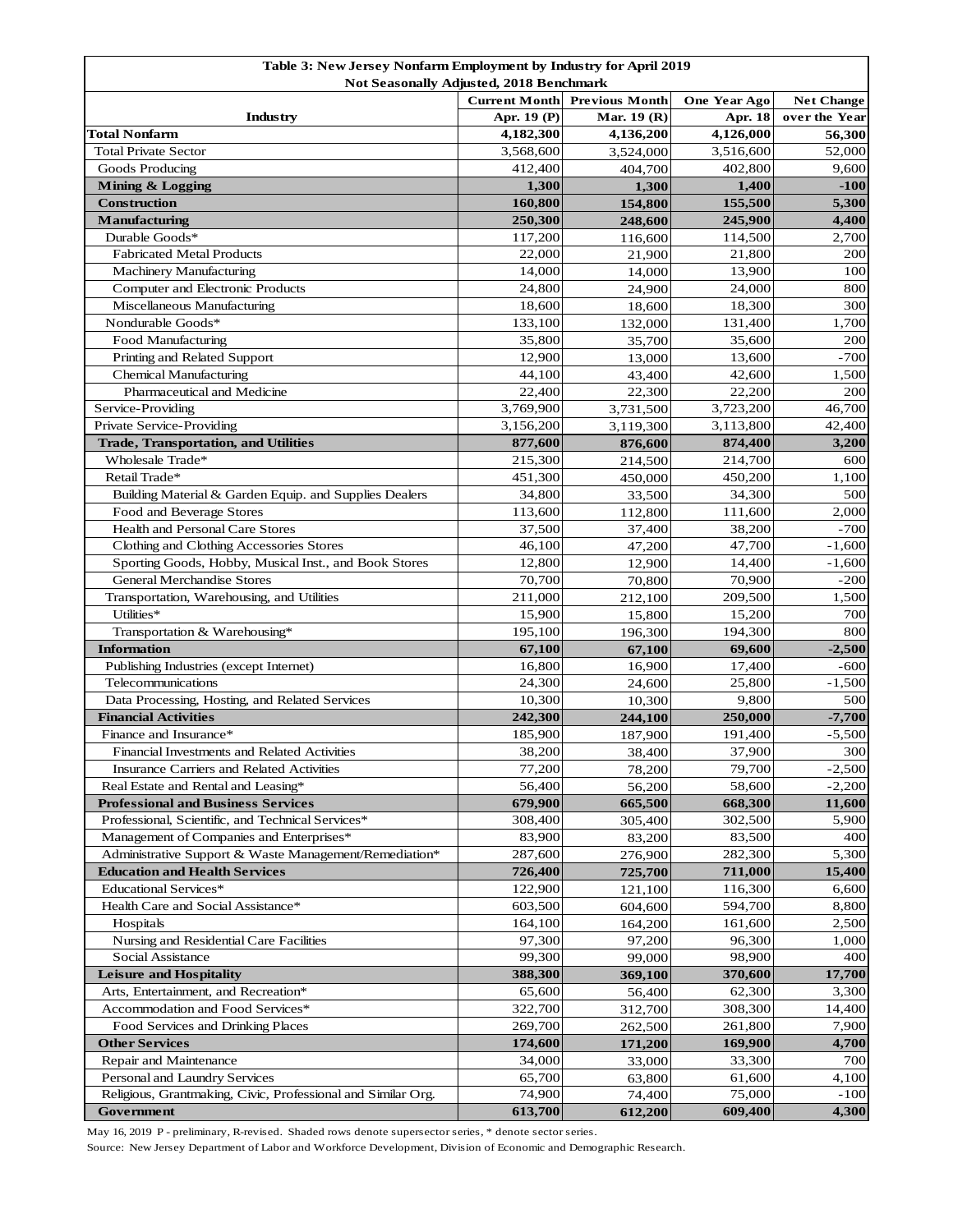**Table 3: New Jersey Nonfarm Employment by Industry for April 2019**
**Not Seasonally Adjusted, 2018 Benchmark**

| Industry | Current Month Apr. 19 (P) | Previous Month Mar. 19 (R) | One Year Ago Apr. 18 | Net Change over the Year |
|---|---|---|---|---|
| **Total Nonfarm** | **4,182,300** | **4,136,200** | **4,126,000** | **56,300** |
| Total Private Sector | 3,568,600 | 3,524,000 | 3,516,600 | 52,000 |
| Goods Producing | 412,400 | 404,700 | 402,800 | 9,600 |
| **Mining & Logging** | **1,300** | **1,300** | **1,400** | **-100** |
| **Construction** | **160,800** | **154,800** | **155,500** | **5,300** |
| **Manufacturing** | **250,300** | **248,600** | **245,900** | **4,400** |
| Durable Goods* | 117,200 | 116,600 | 114,500 | 2,700 |
| Fabricated Metal Products | 22,000 | 21,900 | 21,800 | 200 |
| Machinery Manufacturing | 14,000 | 14,000 | 13,900 | 100 |
| Computer and Electronic Products | 24,800 | 24,900 | 24,000 | 800 |
| Miscellaneous Manufacturing | 18,600 | 18,600 | 18,300 | 300 |
| Nondurable Goods* | 133,100 | 132,000 | 131,400 | 1,700 |
| Food Manufacturing | 35,800 | 35,700 | 35,600 | 200 |
| Printing and Related Support | 12,900 | 13,000 | 13,600 | -700 |
| Chemical Manufacturing | 44,100 | 43,400 | 42,600 | 1,500 |
| Pharmaceutical and Medicine | 22,400 | 22,300 | 22,200 | 200 |
| Service-Providing | 3,769,900 | 3,731,500 | 3,723,200 | 46,700 |
| Private Service-Providing | 3,156,200 | 3,119,300 | 3,113,800 | 42,400 |
| **Trade, Transportation, and Utilities** | **877,600** | **876,600** | **874,400** | **3,200** |
| Wholesale Trade* | 215,300 | 214,500 | 214,700 | 600 |
| Retail Trade* | 451,300 | 450,000 | 450,200 | 1,100 |
| Building Material & Garden Equip. and Supplies Dealers | 34,800 | 33,500 | 34,300 | 500 |
| Food and Beverage Stores | 113,600 | 112,800 | 111,600 | 2,000 |
| Health and Personal Care Stores | 37,500 | 37,400 | 38,200 | -700 |
| Clothing and Clothing Accessories Stores | 46,100 | 47,200 | 47,700 | -1,600 |
| Sporting Goods, Hobby, Musical Inst., and Book Stores | 12,800 | 12,900 | 14,400 | -1,600 |
| General Merchandise Stores | 70,700 | 70,800 | 70,900 | -200 |
| Transportation, Warehousing, and Utilities | 211,000 | 212,100 | 209,500 | 1,500 |
| Utilities* | 15,900 | 15,800 | 15,200 | 700 |
| Transportation & Warehousing* | 195,100 | 196,300 | 194,300 | 800 |
| **Information** | **67,100** | **67,100** | **69,600** | **-2,500** |
| Publishing Industries (except Internet) | 16,800 | 16,900 | 17,400 | -600 |
| Telecommunications | 24,300 | 24,600 | 25,800 | -1,500 |
| Data Processing, Hosting, and Related Services | 10,300 | 10,300 | 9,800 | 500 |
| **Financial Activities** | **242,300** | **244,100** | **250,000** | **-7,700** |
| Finance and Insurance* | 185,900 | 187,900 | 191,400 | -5,500 |
| Financial Investments and Related Activities | 38,200 | 38,400 | 37,900 | 300 |
| Insurance Carriers and Related Activities | 77,200 | 78,200 | 79,700 | -2,500 |
| Real Estate and Rental and Leasing* | 56,400 | 56,200 | 58,600 | -2,200 |
| **Professional and Business Services** | **679,900** | **665,500** | **668,300** | **11,600** |
| Professional, Scientific, and Technical Services* | 308,400 | 305,400 | 302,500 | 5,900 |
| Management of Companies and Enterprises* | 83,900 | 83,200 | 83,500 | 400 |
| Administrative Support & Waste Management/Remediation* | 287,600 | 276,900 | 282,300 | 5,300 |
| **Education and Health Services** | **726,400** | **725,700** | **711,000** | **15,400** |
| Educational Services* | 122,900 | 121,100 | 116,300 | 6,600 |
| Health Care and Social Assistance* | 603,500 | 604,600 | 594,700 | 8,800 |
| Hospitals | 164,100 | 164,200 | 161,600 | 2,500 |
| Nursing and Residential Care Facilities | 97,300 | 97,200 | 96,300 | 1,000 |
| Social Assistance | 99,300 | 99,000 | 98,900 | 400 |
| **Leisure and Hospitality** | **388,300** | **369,100** | **370,600** | **17,700** |
| Arts, Entertainment, and Recreation* | 65,600 | 56,400 | 62,300 | 3,300 |
| Accommodation and Food Services* | 322,700 | 312,700 | 308,300 | 14,400 |
| Food Services and Drinking Places | 269,700 | 262,500 | 261,800 | 7,900 |
| **Other Services** | **174,600** | **171,200** | **169,900** | **4,700** |
| Repair and Maintenance | 34,000 | 33,000 | 33,300 | 700 |
| Personal and Laundry Services | 65,700 | 63,800 | 61,600 | 4,100 |
| Religious, Grantmaking, Civic, Professional and Similar Org. | 74,900 | 74,400 | 75,000 | -100 |
| **Government** | **613,700** | **612,200** | **609,400** | **4,300** |

May 16, 2019 P - preliminary, R-revised. Shaded rows denote supersector series, * denote sector series.

Source: New Jersey Department of Labor and Workforce Development, Division of Economic and Demographic Research.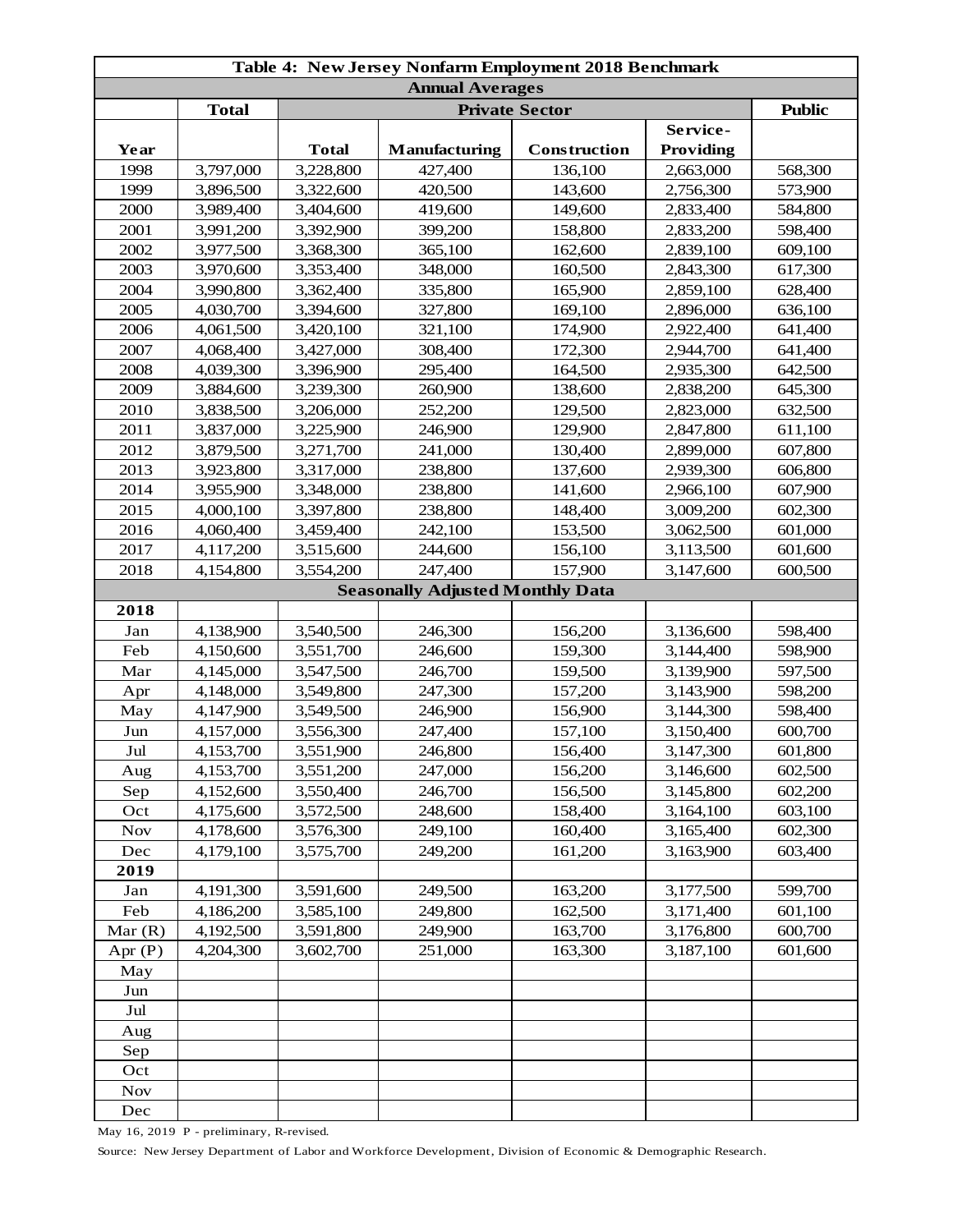| Table 4: New Jersey Nonfarm Employment 2018 Benchmark | | | | | | |
|---|---|---|---|---|---|---|
| **Annual Averages** | | | | | | |
| | **Total** | **Private Sector** | | | | **Public** |
| **Year** | | **Total** | **Manufacturing** | **Construction** | **Service-Providing** | |
| 1998 | 3,797,000 | 3,228,800 | 427,400 | 136,100 | 2,663,000 | 568,300 |
| 1999 | 3,896,500 | 3,322,600 | 420,500 | 143,600 | 2,756,300 | 573,900 |
| 2000 | 3,989,400 | 3,404,600 | 419,600 | 149,600 | 2,833,400 | 584,800 |
| 2001 | 3,991,200 | 3,392,900 | 399,200 | 158,800 | 2,833,200 | 598,400 |
| 2002 | 3,977,500 | 3,368,300 | 365,100 | 162,600 | 2,839,100 | 609,100 |
| 2003 | 3,970,600 | 3,353,400 | 348,000 | 160,500 | 2,843,300 | 617,300 |
| 2004 | 3,990,800 | 3,362,400 | 335,800 | 165,900 | 2,859,100 | 628,400 |
| 2005 | 4,030,700 | 3,394,600 | 327,800 | 169,100 | 2,896,000 | 636,100 |
| 2006 | 4,061,500 | 3,420,100 | 321,100 | 174,900 | 2,922,400 | 641,400 |
| 2007 | 4,068,400 | 3,427,000 | 308,400 | 172,300 | 2,944,700 | 641,400 |
| 2008 | 4,039,300 | 3,396,900 | 295,400 | 164,500 | 2,935,300 | 642,500 |
| 2009 | 3,884,600 | 3,239,300 | 260,900 | 138,600 | 2,838,200 | 645,300 |
| 2010 | 3,838,500 | 3,206,000 | 252,200 | 129,500 | 2,823,000 | 632,500 |
| 2011 | 3,837,000 | 3,225,900 | 246,900 | 129,900 | 2,847,800 | 611,100 |
| 2012 | 3,879,500 | 3,271,700 | 241,000 | 130,400 | 2,899,000 | 607,800 |
| 2013 | 3,923,800 | 3,317,000 | 238,800 | 137,600 | 2,939,300 | 606,800 |
| 2014 | 3,955,900 | 3,348,000 | 238,800 | 141,600 | 2,966,100 | 607,900 |
| 2015 | 4,000,100 | 3,397,800 | 238,800 | 148,400 | 3,009,200 | 602,300 |
| 2016 | 4,060,400 | 3,459,400 | 242,100 | 153,500 | 3,062,500 | 601,000 |
| 2017 | 4,117,200 | 3,515,600 | 244,600 | 156,100 | 3,113,500 | 601,600 |
| 2018 | 4,154,800 | 3,554,200 | 247,400 | 157,900 | 3,147,600 | 600,500 |
| **Seasonally Adjusted Monthly Data** | | | | | | |
| **2018** | | | | | | |
| Jan | 4,138,900 | 3,540,500 | 246,300 | 156,200 | 3,136,600 | 598,400 |
| Feb | 4,150,600 | 3,551,700 | 246,600 | 159,300 | 3,144,400 | 598,900 |
| Mar | 4,145,000 | 3,547,500 | 246,700 | 159,500 | 3,139,900 | 597,500 |
| Apr | 4,148,000 | 3,549,800 | 247,300 | 157,200 | 3,143,900 | 598,200 |
| May | 4,147,900 | 3,549,500 | 246,900 | 156,900 | 3,144,300 | 598,400 |
| Jun | 4,157,000 | 3,556,300 | 247,400 | 157,100 | 3,150,400 | 600,700 |
| Jul | 4,153,700 | 3,551,900 | 246,800 | 156,400 | 3,147,300 | 601,800 |
| Aug | 4,153,700 | 3,551,200 | 247,000 | 156,200 | 3,146,600 | 602,500 |
| Sep | 4,152,600 | 3,550,400 | 246,700 | 156,500 | 3,145,800 | 602,200 |
| Oct | 4,175,600 | 3,572,500 | 248,600 | 158,400 | 3,164,100 | 603,100 |
| Nov | 4,178,600 | 3,576,300 | 249,100 | 160,400 | 3,165,400 | 602,300 |
| Dec | 4,179,100 | 3,575,700 | 249,200 | 161,200 | 3,163,900 | 603,400 |
| **2019** | | | | | | |
| Jan | 4,191,300 | 3,591,600 | 249,500 | 163,200 | 3,177,500 | 599,700 |
| Feb | 4,186,200 | 3,585,100 | 249,800 | 162,500 | 3,171,400 | 601,100 |
| Mar (R) | 4,192,500 | 3,591,800 | 249,900 | 163,700 | 3,176,800 | 600,700 |
| Apr (P) | 4,204,300 | 3,602,700 | 251,000 | 163,300 | 3,187,100 | 601,600 |
| May | | | | | | |
| Jun | | | | | | |
| Jul | | | | | | |
| Aug | | | | | | |
| Sep | | | | | | |
| Oct | | | | | | |
| Nov | | | | | | |
| Dec | | | | | | |

May 16, 2019 P - preliminary, R-revised.

Source: New Jersey Department of Labor and Workforce Development, Division of Economic & Demographic Research.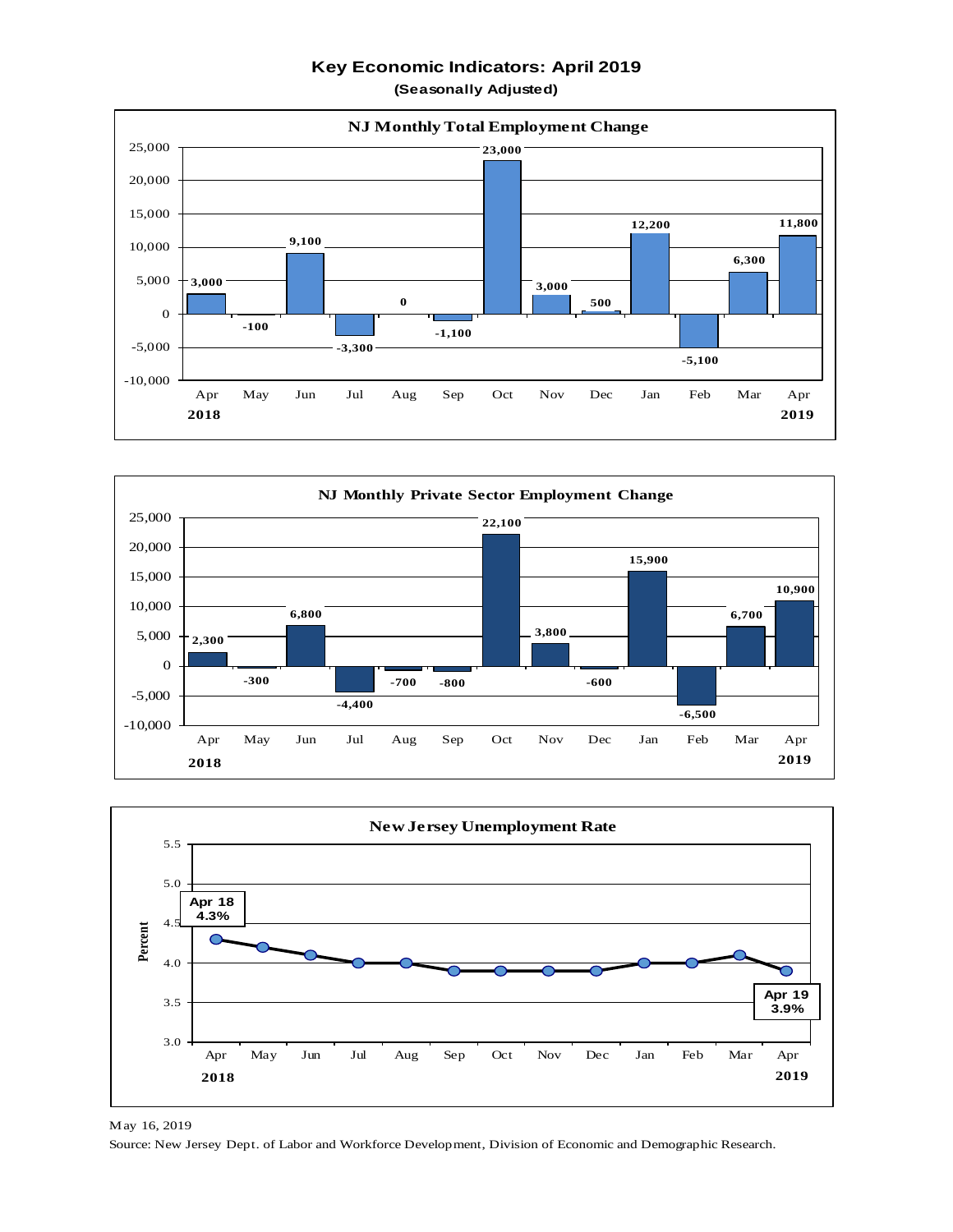# Key Economic Indicators: April 2019

**(Seasonally Adjusted)**

**NJ Monthly Total Employment Change**

25,000
20,000
15,000
10,000
5,000
0
-5,000
-10,000

3,000
-100
9,100
-3,300
0
-1,100
23,000
3,000
500
12,200
-5,100
6,300
11,800

Apr May Jun Jul Aug Sep Oct Nov Dec Jan Feb Mar Apr

2018 2019

**NJ Monthly Private Sector Employment Change**

25,000
20,000
15,000
10,000
5,000
0
-5,000
-10,000

2,300
-300
6,800
-4,400
-700
-800
22,100
3,800
-600
15,900
-6,500
6,700
10,900

Apr May Jun Jul Aug Sep Oct Nov Dec Jan Feb Mar Apr

2018 2019

**New Jersey Unemployment Rate**

Percent

5.5
5.0
4.5
4.0
3.5
3.0

Apr 18
4.3%

Apr 19
3.9%

Apr May Jun Jul Aug Sep Oct Nov Dec Jan Feb Mar Apr

2018 2019

May 16, 2019

Source: New Jersey Dept. of Labor and Workforce Development, Division of Economic and Demographic Research.